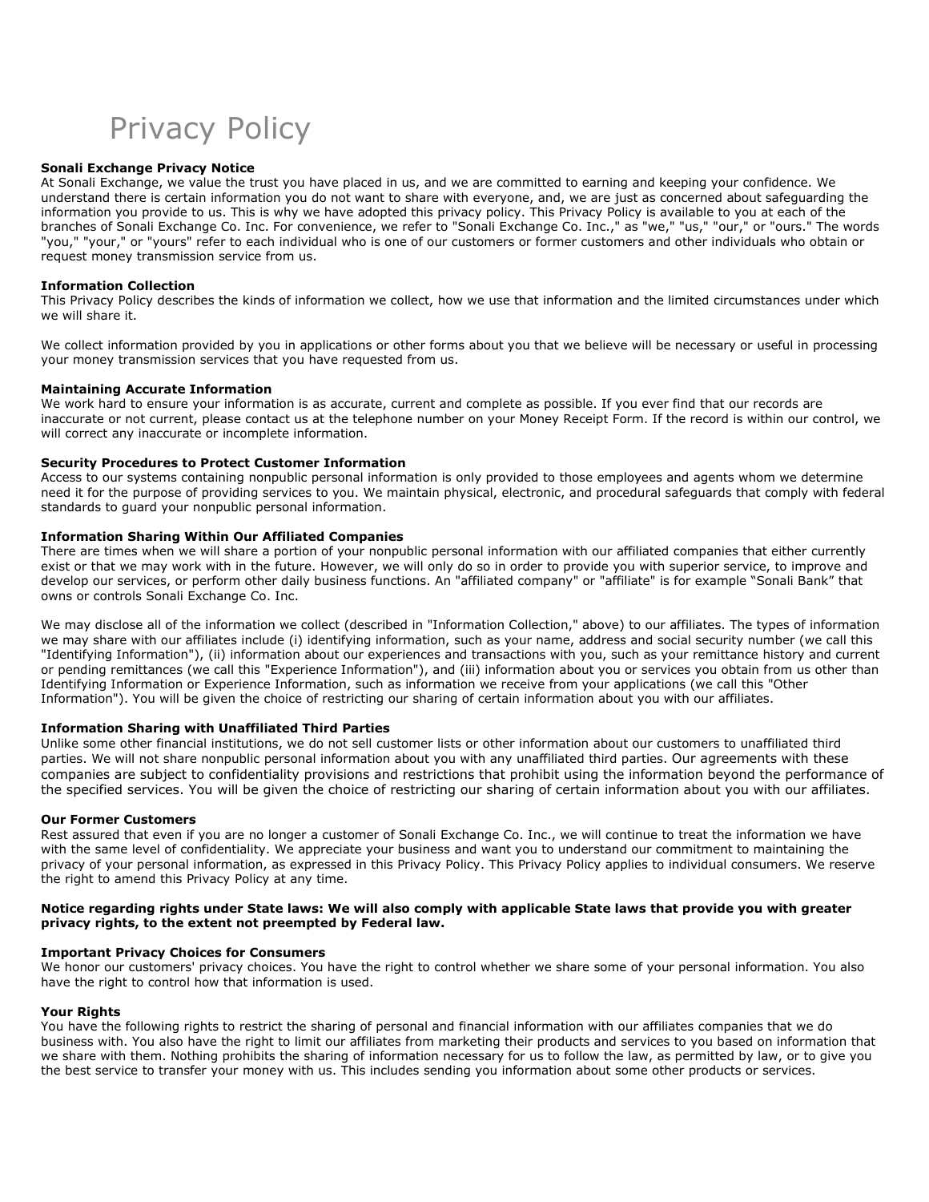// Privacy Policy

**Sonali Exchange Privacy Notice**
At Sonali Exchange, we value the trust you have placed in us, and we are committed to earning and keeping your confidence. We understand there is certain information you do not want to share with everyone, and, we are just as concerned about safeguarding the information you provide to us. This is why we have adopted this privacy policy. This Privacy Policy is available to you at each of the branches of Sonali Exchange Co. Inc. For convenience, we refer to "Sonali Exchange Co. Inc.," as "we," "us," "our," or "ours." The words "you," "your," or "yours" refer to each individual who is one of our customers or former customers and other individuals who obtain or request money transmission service from us.

**Information Collection**
This Privacy Policy describes the kinds of information we collect, how we use that information and the limited circumstances under which we will share it.

We collect information provided by you in applications or other forms about you that we believe will be necessary or useful in processing your money transmission services that you have requested from us.

**Maintaining Accurate Information**
We work hard to ensure your information is as accurate, current and complete as possible. If you ever find that our records are inaccurate or not current, please contact us at the telephone number on your Money Receipt Form. If the record is within our control, we will correct any inaccurate or incomplete information.

**Security Procedures to Protect Customer Information**
Access to our systems containing nonpublic personal information is only provided to those employees and agents whom we determine need it for the purpose of providing services to you. We maintain physical, electronic, and procedural safeguards that comply with federal standards to guard your nonpublic personal information.

**Information Sharing Within Our Affiliated Companies**
There are times when we will share a portion of your nonpublic personal information with our affiliated companies that either currently exist or that we may work with in the future. However, we will only do so in order to provide you with superior service, to improve and develop our services, or perform other daily business functions. An "affiliated company" or "affiliate" is for example "Sonali Bank" that owns or controls Sonali Exchange Co. Inc.

We may disclose all of the information we collect (described in "Information Collection," above) to our affiliates. The types of information we may share with our affiliates include (i) identifying information, such as your name, address and social security number (we call this "Identifying Information"), (ii) information about our experiences and transactions with you, such as your remittance history and current or pending remittances (we call this "Experience Information"), and (iii) information about you or services you obtain from us other than Identifying Information or Experience Information, such as information we receive from your applications (we call this "Other Information"). You will be given the choice of restricting our sharing of certain information about you with our affiliates.

**Information Sharing with Unaffiliated Third Parties**
Unlike some other financial institutions, we do not sell customer lists or other information about our customers to unaffiliated third parties. We will not share nonpublic personal information about you with any unaffiliated third parties. Our agreements with these companies are subject to confidentiality provisions and restrictions that prohibit using the information beyond the performance of the specified services. You will be given the choice of restricting our sharing of certain information about you with our affiliates.

**Our Former Customers**
Rest assured that even if you are no longer a customer of Sonali Exchange Co. Inc., we will continue to treat the information we have with the same level of confidentiality. We appreciate your business and want you to understand our commitment to maintaining the privacy of your personal information, as expressed in this Privacy Policy. This Privacy Policy applies to individual consumers. We reserve the right to amend this Privacy Policy at any time.

**Notice regarding rights under State laws: We will also comply with applicable State laws that provide you with greater privacy rights, to the extent not preempted by Federal law.**

**Important Privacy Choices for Consumers**
We honor our customers' privacy choices. You have the right to control whether we share some of your personal information. You also have the right to control how that information is used.

**Your Rights**
You have the following rights to restrict the sharing of personal and financial information with our affiliates companies that we do business with. You also have the right to limit our affiliates from marketing their products and services to you based on information that we share with them. Nothing prohibits the sharing of information necessary for us to follow the law, as permitted by law, or to give you the best service to transfer your money with us. This includes sending you information about some other products or services.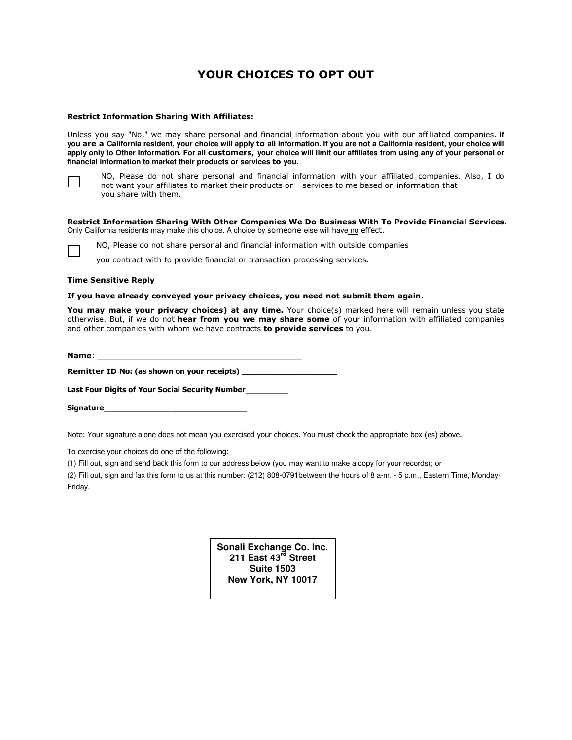# YOUR CHOICES TO OPT OUT

**Restrict Information Sharing With Affiliates:**

Unless you say "No," we may share personal and financial information about you with our affiliated companies. **If you are a California resident, your choice will apply to all information. If you are not a California resident, your choice will apply only to Other Information. For all customers, your choice will limit our affiliates from using any of your personal or financial information to market their products or services to you.**

☐ NO, Please do not share personal and financial information with your affiliated companies. Also, I do not want your affiliates to market their products or services to me based on information that you share with them.

**Restrict Information Sharing With Other Companies We Do Business With To Provide Financial Services**. Only California residents may make this choice. A choice by someone else will have no effect.

☐ NO, Please do not share personal and financial information with outside companies you contract with to provide financial or transaction processing services.

**Time Sensitive Reply**

**If you have already conveyed your privacy choices, you need not submit them again.**

**You may make your privacy choices) at any time.** Your choice(s) marked here will remain unless you state otherwise. But, if we do not **hear from you we may share some** of your information with affiliated companies and other companies with whom we have contracts **to provide services** to you.

**Name**: ___________________________________________

**Remitter ID No: (as shown on your receipts)** ____________________

**Last Four Digits of Your Social Security Number**_________

**Signature**______________________________

Note: Your signature alone does not mean you exercised your choices. You must check the appropriate box (es) above.

To exercise your choices do one of the following:

(1) Fill out, sign and send back this form to our address below (you may want to make a copy for your records); or

(2) Fill out, sign and fax this form to us at this number: (212) 808-0791between the hours of 8 a-m. - 5 p.m., Eastern Time, Monday-Friday.

**Sonali Exchange Co. Inc.**
**211 East 43rd Street**
**Suite 1503**
**New York, NY 10017**